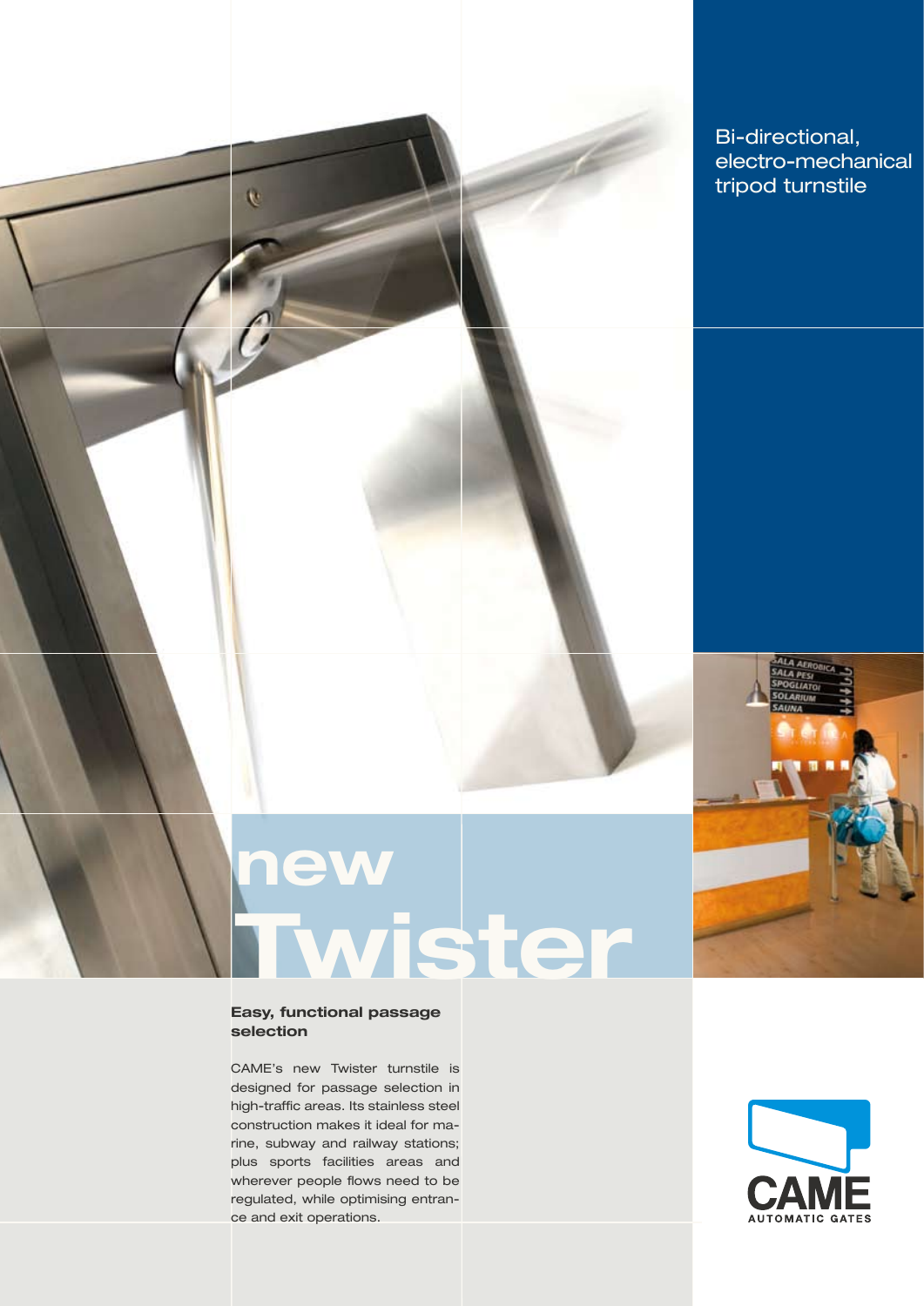Bi-directional, electro-mechanical tripod turnstile

# new Twister

## Easy, functional passage selection

CAME's new Twister turnstile is designed for passage selection in high-traffic areas. Its stainless steel construction makes it ideal for marine, subway and railway stations; plus sports facilities areas and wherever people flows need to be regulated, while optimising entrance and exit operations.

CAME AUTOMATIC GATES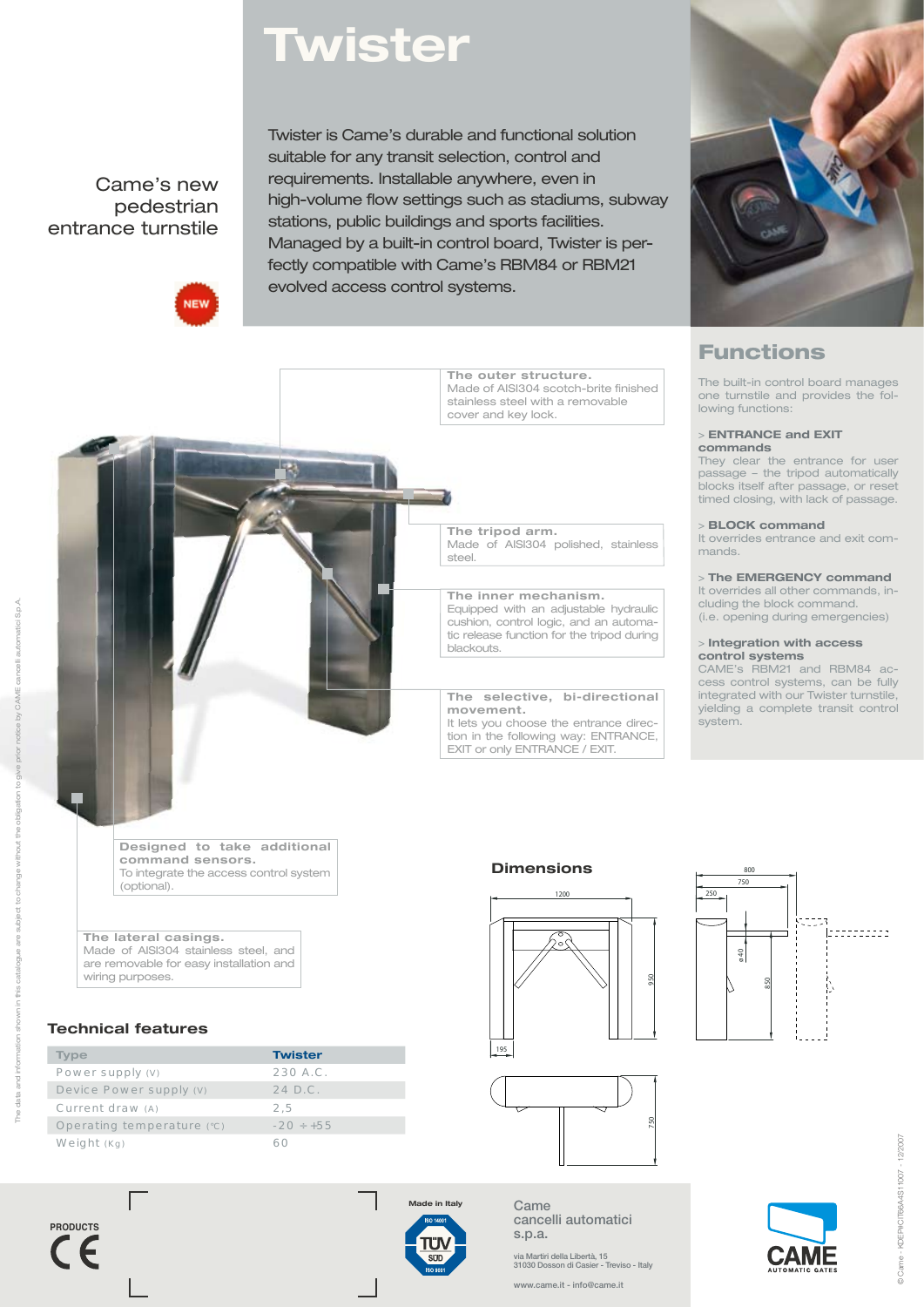# Twister

Came's new pedestrian entrance turnstile

NEW

Twister is Came's durable and functional solution suitable for any transit selection, control and requirements. Installable anywhere, even in high-volume flow settings such as stadiums, subway stations, public buildings and sports facilities. Managed by a built-in control board, Twister is perfectly compatible with Came's RBM84 or RBM21 evolved access control systems.

**The outer structure.**
Made of AISI304 scotch-brite finished stainless steel with a removable cover and key lock.

**The tripod arm.**
Made of AISI304 polished, stainless steel.

**The inner mechanism.**
Equipped with an adjustable hydraulic cushion, control logic, and an automatic release function for the tripod during blackouts.

**The selective, bi-directional movement.**
It lets you choose the entrance direction in the following way: ENTRANCE, EXIT or only ENTRANCE / EXIT.

**Designed to take additional command sensors.**
To integrate the access control system (optional).

**The lateral casings.**
Made of AISI304 stainless steel, and are removable for easy installation and wiring purposes.

## Functions

The built-in control board manages one turnstile and provides the following functions:

> **ENTRANCE and EXIT commands**
They clear the entrance for user passage – the tripod automatically blocks itself after passage, or reset timed closing, with lack of passage.

> **BLOCK command**
It overrides entrance and exit commands.

> **The EMERGENCY command**
It overrides all other commands, including the block command.
(i.e. opening during emergencies)

> **Integration with access control systems**
CAME's RBM21 and RBM84 access control systems, can be fully integrated with our Twister turnstile, yielding a complete transit control system.

## Dimensions

1200
950
195
750
800
750
250
ø40
850

## Technical features

| Type | Twister |
|---|---|
| Power supply (V) | 230 A.C. |
| Device Power supply (V) | 24 D.C. |
| Current draw (A) | 2,5 |
| Operating temperature (°C) | -20 ÷ +55 |
| Weight (Kg) | 60 |

The data and information shown in this catalogue are subject to change without the obligation to give prior notice by CAME cancelli automatici S.p.A.

PRODUCTS CE

Made in Italy

ISO 14001 TÜV SÜD ISO 9001

Came cancelli automatici s.p.a.

via Martiri della Libertà, 15
31030 Dosson di Casier - Treviso - Italy

www.came.it - info@came.it

CAME AUTOMATIC GATES

© Came - KDEPKOT66A4S11007 - 12/2007